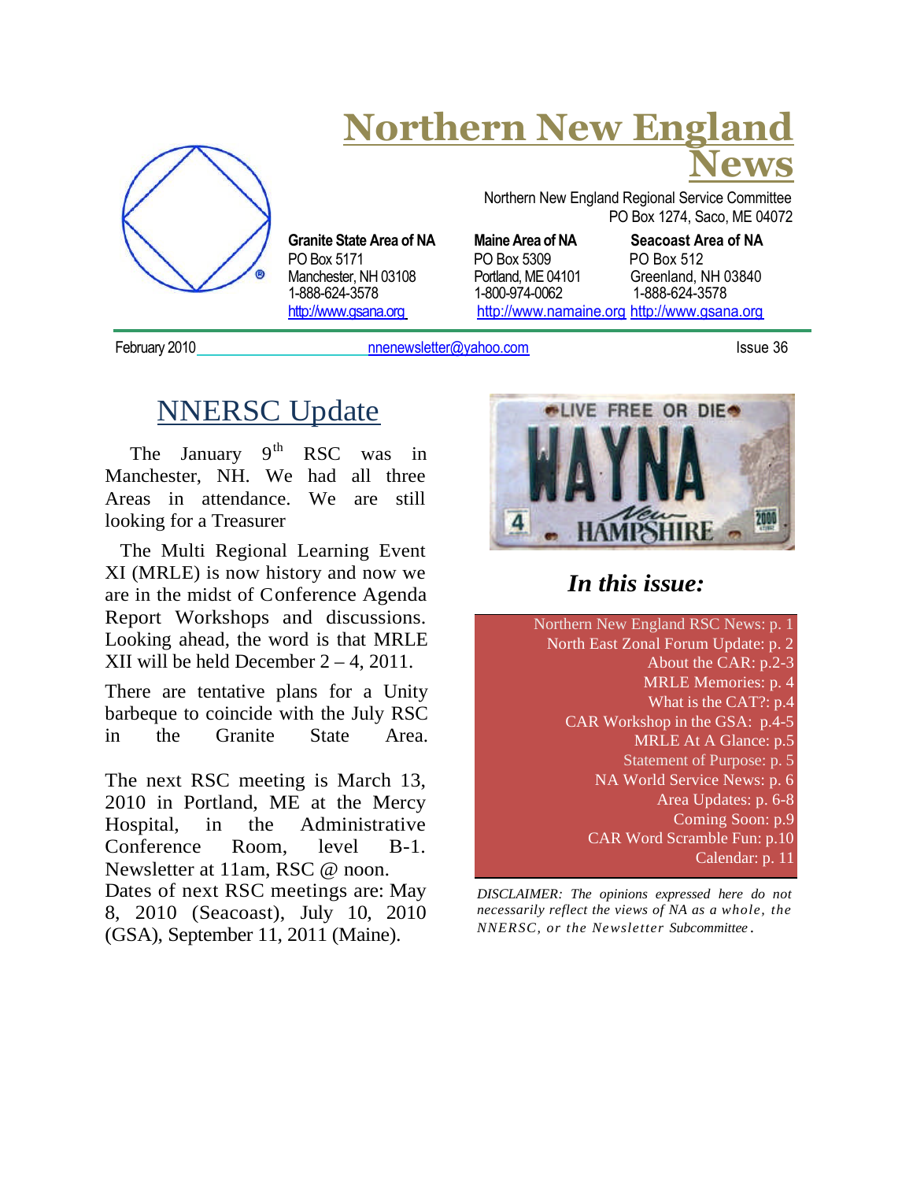# Northern New England News

Northern New England Regional Service Committee
PO Box 1274, Saco, ME 04072

**Granite State Area of NA**
PO Box 5171
Manchester, NH 03108
1-888-624-3578
http://www.gsana.org

**Maine Area of NA**
PO Box 5309
Portland, ME 04101
1-800-974-0062
http://www.namaine.org

**Seacoast Area of NA**
PO Box 512
Greenland, NH 03840
1-888-624-3578
http://www.gsana.org

February 2010 nnenewsletter@yahoo.com Issue 36

## NNERSC Update

The January 9th RSC was in Manchester, NH. We had all three Areas in attendance. We are still looking for a Treasurer

The Multi Regional Learning Event XI (MRLE) is now history and now we are in the midst of Conference Agenda Report Workshops and discussions. Looking ahead, the word is that MRLE XII will be held December 2 – 4, 2011.

There are tentative plans for a Unity barbeque to coincide with the July RSC in the Granite State Area.

The next RSC meeting is March 13, 2010 in Portland, ME at the Mercy Hospital, in the Administrative Conference Room, level B-1. Newsletter at 11am, RSC @ noon. Dates of next RSC meetings are: May 8, 2010 (Seacoast), July 10, 2010 (GSA), September 11, 2011 (Maine).

### *In this issue:*

Northern New England RSC News: p. 1
North East Zonal Forum Update: p. 2
About the CAR: p.2-3
MRLE Memories: p. 4
What is the CAT?: p.4
CAR Workshop in the GSA: p.4-5
MRLE At A Glance: p.5
Statement of Purpose: p. 5
NA World Service News: p. 6
Area Updates: p. 6-8
Coming Soon: p.9
CAR Word Scramble Fun: p.10
Calendar: p. 11

*DISCLAIMER: The opinions expressed here do not necessarily reflect the views of NA as a whole, the NNERSC, or the Newsletter Subcommittee.*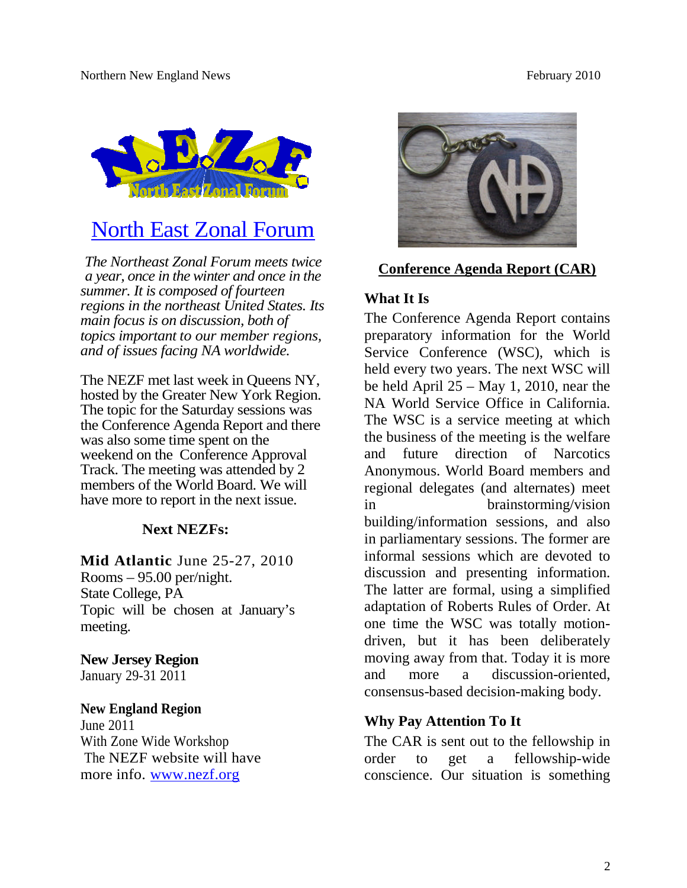## North East Zonal Forum

*The Northeast Zonal Forum meets twice a year, once in the winter and once in the summer. It is composed of fourteen regions in the northeast United States. Its main focus is on discussion, both of topics important to our member regions, and of issues facing NA worldwide.*

The NEZF met last week in Queens NY, hosted by the Greater New York Region. The topic for the Saturday sessions was the Conference Agenda Report and there was also some time spent on the weekend on the Conference Approval Track. The meeting was attended by 2 members of the World Board. We will have more to report in the next issue.

### Next NEZFs:

**Mid Atlantic** June 25-27, 2010
Rooms – 95.00 per/night.
State College, PA
Topic will be chosen at January's meeting.

**New Jersey Region**
January 29-31 2011

**New England Region**
June 2011
With Zone Wide Workshop
The NEZF website will have more info. www.nezf.org

## Conference Agenda Report (CAR)

### What It Is

The Conference Agenda Report contains preparatory information for the World Service Conference (WSC), which is held every two years. The next WSC will be held April 25 – May 1, 2010, near the NA World Service Office in California. The WSC is a service meeting at which the business of the meeting is the welfare and future direction of Narcotics Anonymous. World Board members and regional delegates (and alternates) meet in brainstorming/vision building/information sessions, and also in parliamentary sessions. The former are informal sessions which are devoted to discussion and presenting information. The latter are formal, using a simplified adaptation of Roberts Rules of Order. At one time the WSC was totally motion-driven, but it has been deliberately moving away from that. Today it is more and more a discussion-oriented, consensus-based decision-making body.

### Why Pay Attention To It

The CAR is sent out to the fellowship in order to get a fellowship-wide conscience. Our situation is something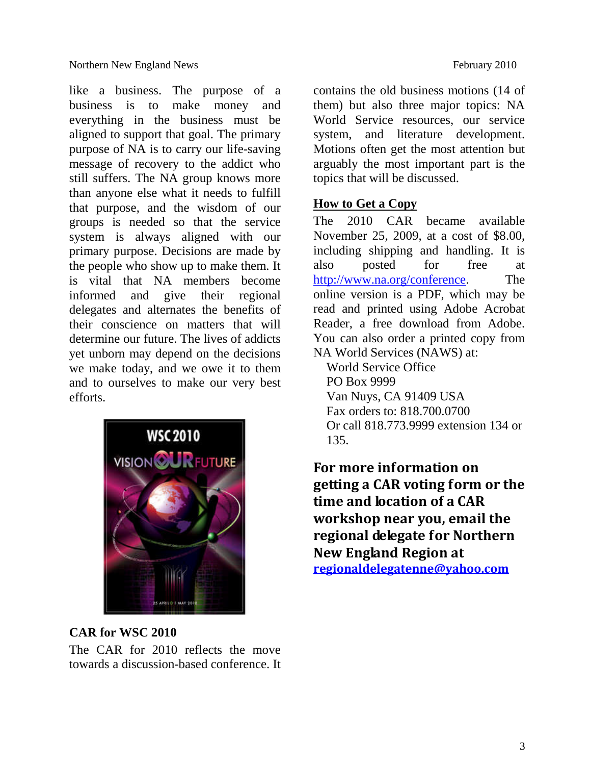like a business. The purpose of a business is to make money and everything in the business must be aligned to support that goal. The primary purpose of NA is to carry our life-saving message of recovery to the addict who still suffers. The NA group knows more than anyone else what it needs to fulfill that purpose, and the wisdom of our groups is needed so that the service system is always aligned with our primary purpose. Decisions are made by the people who show up to make them. It is vital that NA members become informed and give their regional delegates and alternates the benefits of their conscience on matters that will determine our future. The lives of addicts yet unborn may depend on the decisions we make today, and we owe it to them and to ourselves to make our very best efforts.

**CAR for WSC 2010**

The CAR for 2010 reflects the move towards a discussion-based conference. It contains the old business motions (14 of them) but also three major topics: NA World Service resources, our service system, and literature development. Motions often get the most attention but arguably the most important part is the topics that will be discussed.

**How to Get a Copy**

The 2010 CAR became available November 25, 2009, at a cost of $8.00, including shipping and handling. It is also posted for free at http://www.na.org/conference. The online version is a PDF, which may be read and printed using Adobe Acrobat Reader, a free download from Adobe. You can also order a printed copy from NA World Services (NAWS) at:

World Service Office
PO Box 9999
Van Nuys, CA 91409 USA
Fax orders to: 818.700.0700
Or call 818.773.9999 extension 134 or 135.

**For more information on getting a CAR voting form or the time and location of a CAR workshop near you, email the regional delegate for Northern New England Region at regionaldelegatenne@yahoo.com**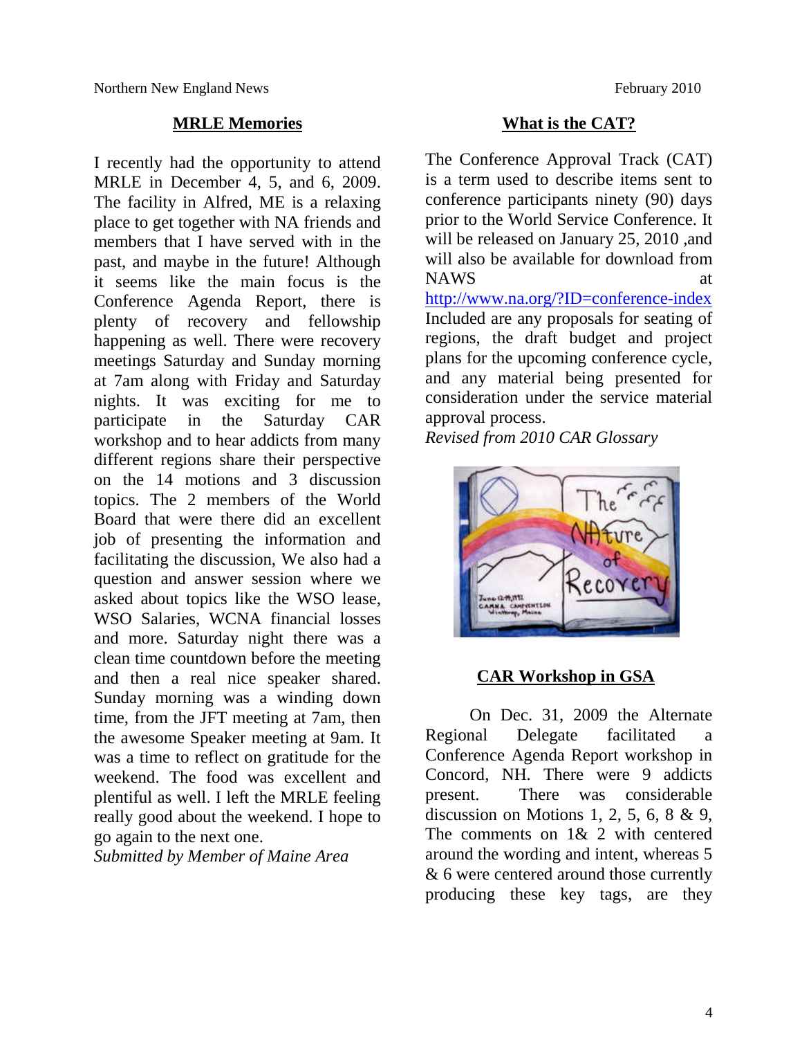## MRLE Memories

I recently had the opportunity to attend MRLE in December 4, 5, and 6, 2009. The facility in Alfred, ME is a relaxing place to get together with NA friends and members that I have served with in the past, and maybe in the future! Although it seems like the main focus is the Conference Agenda Report, there is plenty of recovery and fellowship happening as well. There were recovery meetings Saturday and Sunday morning at 7am along with Friday and Saturday nights. It was exciting for me to participate in the Saturday CAR workshop and to hear addicts from many different regions share their perspective on the 14 motions and 3 discussion topics. The 2 members of the World Board that were there did an excellent job of presenting the information and facilitating the discussion, We also had a question and answer session where we asked about topics like the WSO lease, WSO Salaries, WCNA financial losses and more. Saturday night there was a clean time countdown before the meeting and then a real nice speaker shared. Sunday morning was a winding down time, from the JFT meeting at 7am, then the awesome Speaker meeting at 9am. It was a time to reflect on gratitude for the weekend. The food was excellent and plentiful as well. I left the MRLE feeling really good about the weekend. I hope to go again to the next one.

*Submitted by Member of Maine Area*

## What is the CAT?

The Conference Approval Track (CAT) is a term used to describe items sent to conference participants ninety (90) days prior to the World Service Conference. It will be released on January 25, 2010 ,and will also be available for download from NAWS at http://www.na.org/?ID=conference-index Included are any proposals for seating of regions, the draft budget and project plans for the upcoming conference cycle, and any material being presented for consideration under the service material approval process.

*Revised from 2010 CAR Glossary*

## CAR Workshop in GSA

On Dec. 31, 2009 the Alternate Regional Delegate facilitated a Conference Agenda Report workshop in Concord, NH. There were 9 addicts present. There was considerable discussion on Motions 1, 2, 5, 6, 8 & 9, The comments on 1& 2 with centered around the wording and intent, whereas 5 & 6 were centered around those currently producing these key tags, are they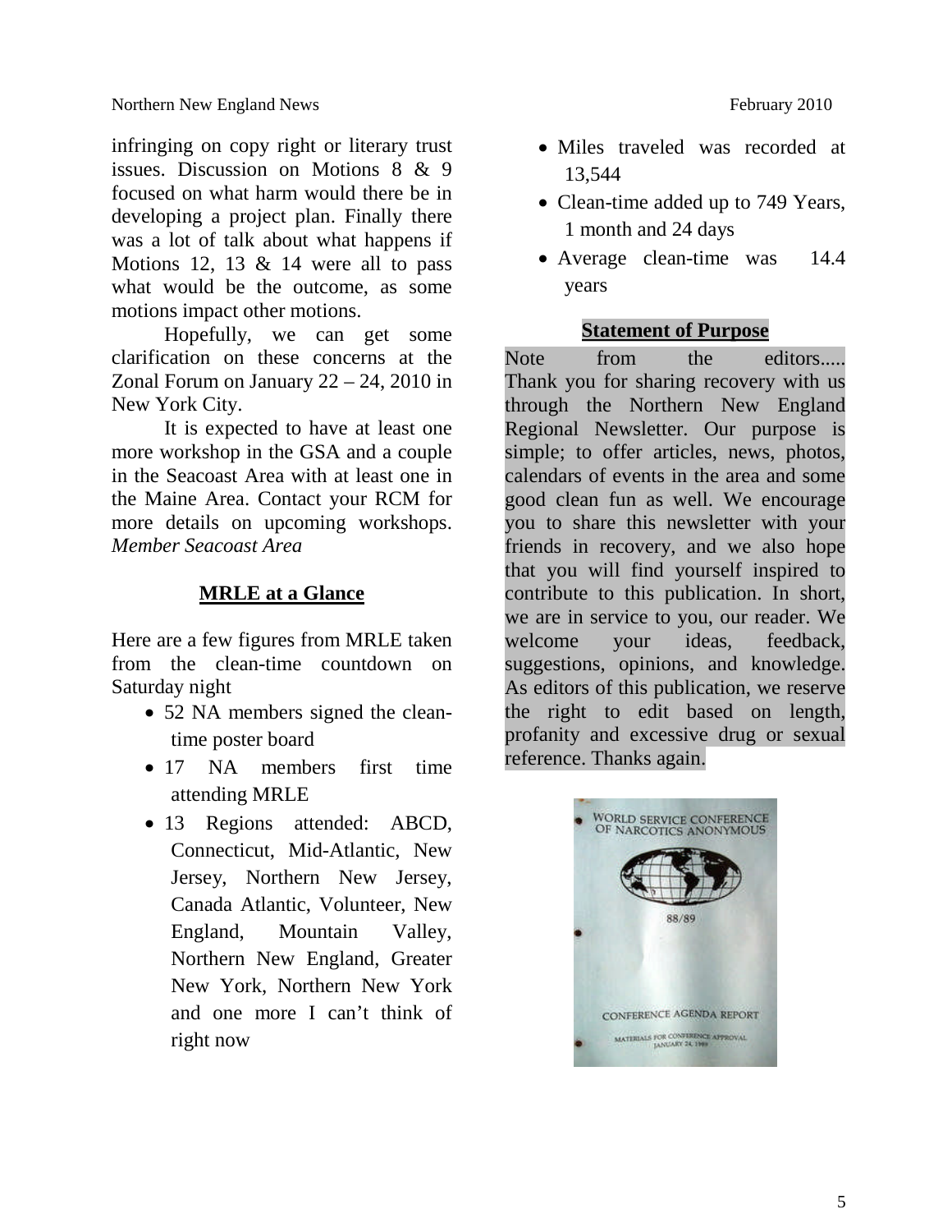infringing on copy right or literary trust issues. Discussion on Motions 8 & 9 focused on what harm would there be in developing a project plan. Finally there was a lot of talk about what happens if Motions 12, 13 & 14 were all to pass what would be the outcome, as some motions impact other motions.

Hopefully, we can get some clarification on these concerns at the Zonal Forum on January 22 – 24, 2010 in New York City.

It is expected to have at least one more workshop in the GSA and a couple in the Seacoast Area with at least one in the Maine Area. Contact your RCM for more details on upcoming workshops. *Member Seacoast Area*

## MRLE at a Glance

Here are a few figures from MRLE taken from the clean-time countdown on Saturday night

- 52 NA members signed the clean-time poster board
- 17 NA members first time attending MRLE
- 13 Regions attended: ABCD, Connecticut, Mid-Atlantic, New Jersey, Northern New Jersey, Canada Atlantic, Volunteer, New England, Mountain Valley, Northern New England, Greater New York, Northern New York and one more I can't think of right now
- Miles traveled was recorded at 13,544
- Clean-time added up to 749 Years, 1 month and 24 days
- Average clean-time was 14.4 years

## Statement of Purpose

Note from the editors..... Thank you for sharing recovery with us through the Northern New England Regional Newsletter. Our purpose is simple; to offer articles, news, photos, calendars of events in the area and some good clean fun as well. We encourage you to share this newsletter with your friends in recovery, and we also hope that you will find yourself inspired to contribute to this publication. In short, we are in service to you, our reader. We welcome your ideas, feedback, suggestions, opinions, and knowledge. As editors of this publication, we reserve the right to edit based on length, profanity and excessive drug or sexual reference. Thanks again.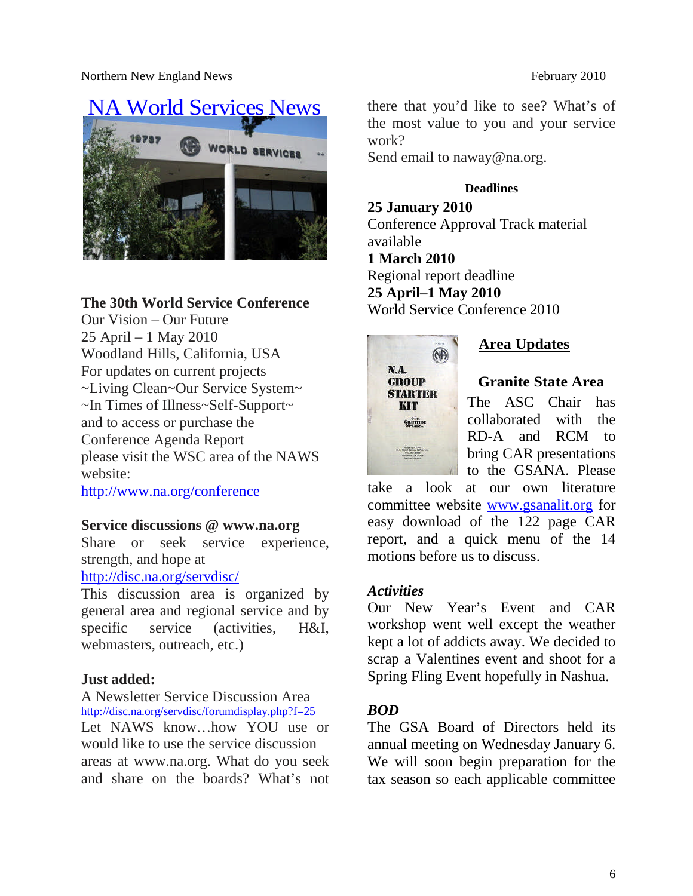# NA World Services News

**The 30th World Service Conference**
Our Vision – Our Future
25 April – 1 May 2010
Woodland Hills, California, USA
For updates on current projects
~Living Clean~Our Service System~
~In Times of Illness~Self-Support~
and to access or purchase the
Conference Agenda Report
please visit the WSC area of the NAWS website:
http://www.na.org/conference

**Service discussions @ www.na.org**
Share or seek service experience, strength, and hope at
http://disc.na.org/servdisc/
This discussion area is organized by general area and regional service and by specific service (activities, H&I, webmasters, outreach, etc.)

**Just added:**
A Newsletter Service Discussion Area
http://disc.na.org/servdisc/forumdisplay.php?f=25
Let NAWS know…how YOU use or would like to use the service discussion areas at www.na.org. What do you seek and share on the boards? What's not there that you'd like to see? What's of the most value to you and your service work?
Send email to naway@na.org.

**Deadlines**

**25 January 2010**
Conference Approval Track material available
**1 March 2010**
Regional report deadline
**25 April–1 May 2010**
World Service Conference 2010

## Area Updates

### Granite State Area

The ASC Chair has collaborated with the RD-A and RCM to bring CAR presentations to the GSANA. Please take a look at our own literature committee website www.gsanalit.org for easy download of the 122 page CAR report, and a quick menu of the 14 motions before us to discuss.

***Activities***
Our New Year's Event and CAR workshop went well except the weather kept a lot of addicts away. We decided to scrap a Valentines event and shoot for a Spring Fling Event hopefully in Nashua.

***BOD***
The GSA Board of Directors held its annual meeting on Wednesday January 6. We will soon begin preparation for the tax season so each applicable committee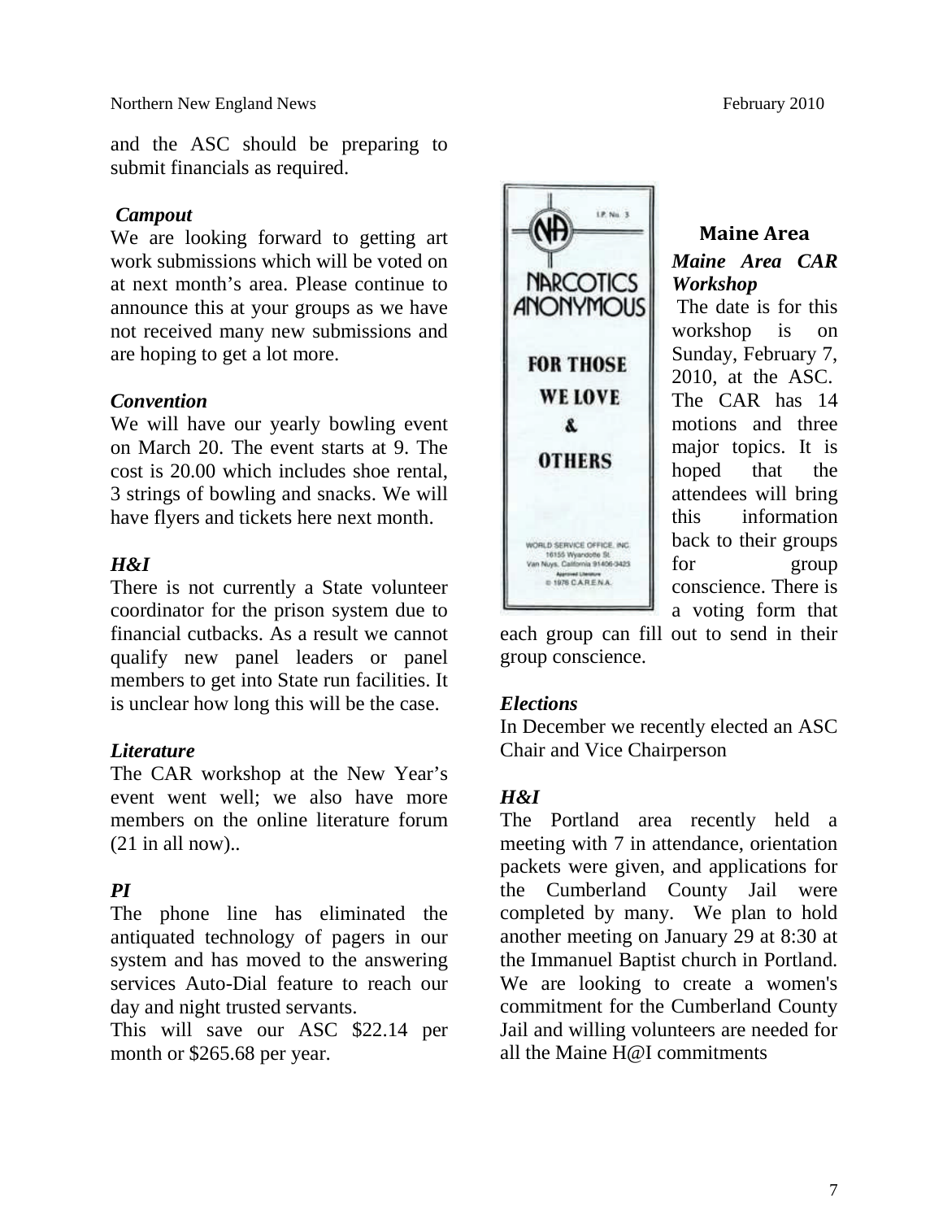and the ASC should be preparing to submit financials as required.

*Campout*

We are looking forward to getting art work submissions which will be voted on at next month's area. Please continue to announce this at your groups as we have not received many new submissions and are hoping to get a lot more.

*Convention*

We will have our yearly bowling event on March 20. The event starts at 9. The cost is 20.00 which includes shoe rental, 3 strings of bowling and snacks. We will have flyers and tickets here next month.

*H&I*

There is not currently a State volunteer coordinator for the prison system due to financial cutbacks. As a result we cannot qualify new panel leaders or panel members to get into State run facilities. It is unclear how long this will be the case.

*Literature*

The CAR workshop at the New Year's event went well; we also have more members on the online literature forum (21 in all now)..

*PI*

The phone line has eliminated the antiquated technology of pagers in our system and has moved to the answering services Auto-Dial feature to reach our day and night trusted servants.

This will save our ASC \$22.14 per month or \$265.68 per year.

## Maine Area

*Maine Area CAR Workshop*

The date is for this workshop is on Sunday, February 7, 2010, at the ASC. The CAR has 14 motions and three major topics. It is hoped that the attendees will bring this information back to their groups for group conscience. There is a voting form that each group can fill out to send in their group conscience.

*Elections*

In December we recently elected an ASC Chair and Vice Chairperson

*H&I*

The Portland area recently held a meeting with 7 in attendance, orientation packets were given, and applications for the Cumberland County Jail were completed by many. We plan to hold another meeting on January 29 at 8:30 at the Immanuel Baptist church in Portland. We are looking to create a women's commitment for the Cumberland County Jail and willing volunteers are needed for all the Maine H@I commitments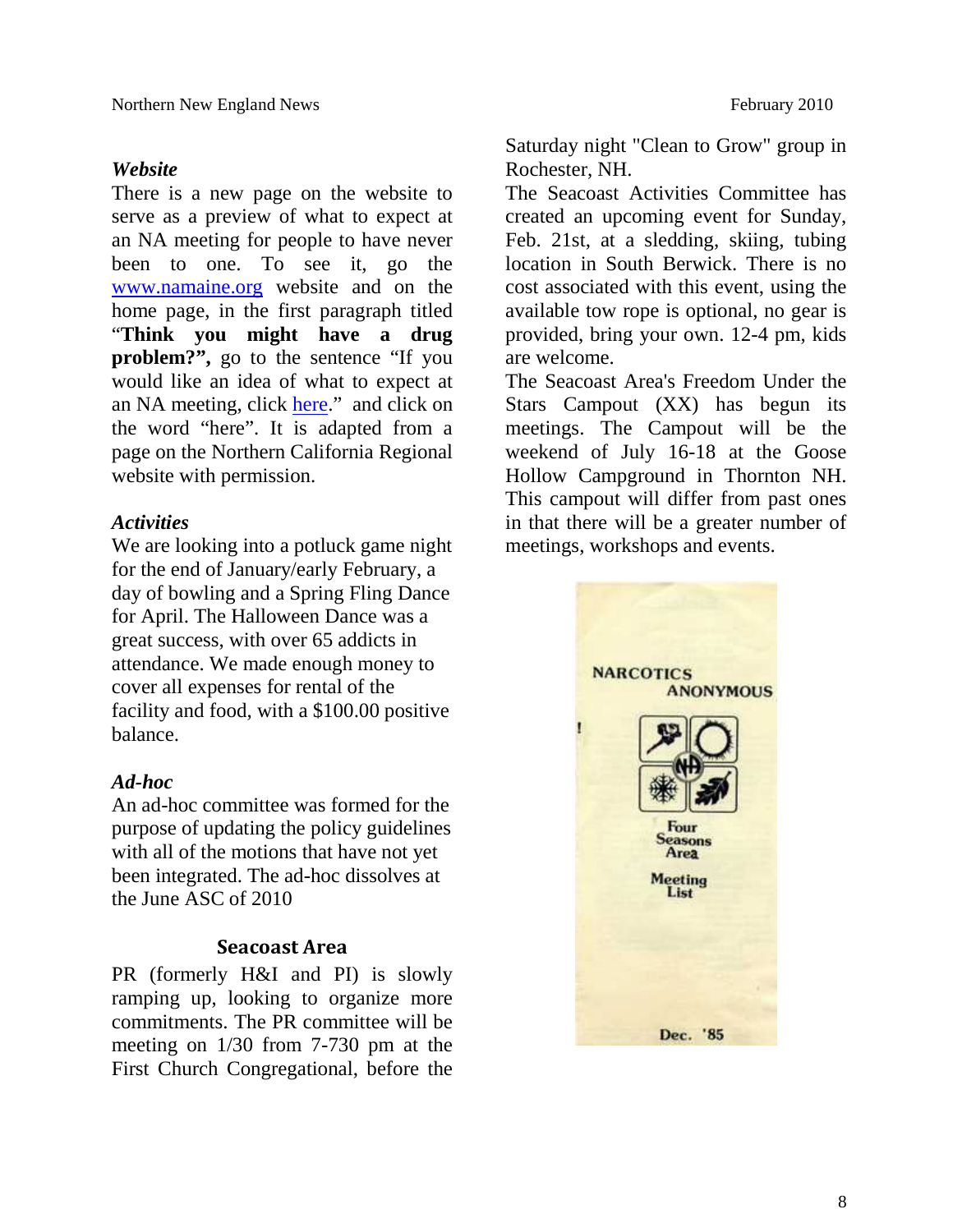### *Website*

There is a new page on the website to serve as a preview of what to expect at an NA meeting for people to have never been to one. To see it, go the [www.namaine.org](www.namaine.org) website and on the home page, in the first paragraph titled "**Think you might have a drug problem?",** go to the sentence "If you would like an idea of what to expect at an NA meeting, click here." and click on the word "here". It is adapted from a page on the Northern California Regional website with permission.

### *Activities*

We are looking into a potluck game night for the end of January/early February, a day of bowling and a Spring Fling Dance for April. The Halloween Dance was a great success, with over 65 addicts in attendance. We made enough money to cover all expenses for rental of the facility and food, with a $100.00 positive balance.

### *Ad-hoc*

An ad-hoc committee was formed for the purpose of updating the policy guidelines with all of the motions that have not yet been integrated. The ad-hoc dissolves at the June ASC of 2010

## Seacoast Area

PR (formerly H&I and PI) is slowly ramping up, looking to organize more commitments. The PR committee will be meeting on 1/30 from 7-730 pm at the First Church Congregational, before the Saturday night "Clean to Grow" group in Rochester, NH.

The Seacoast Activities Committee has created an upcoming event for Sunday, Feb. 21st, at a sledding, skiing, tubing location in South Berwick. There is no cost associated with this event, using the available tow rope is optional, no gear is provided, bring your own. 12-4 pm, kids are welcome.

The Seacoast Area's Freedom Under the Stars Campout (XX) has begun its meetings. The Campout will be the weekend of July 16-18 at the Goose Hollow Campground in Thornton NH. This campout will differ from past ones in that there will be a greater number of meetings, workshops and events.

NARCOTICS ANONYMOUS

Four Seasons Area

Meeting List

Dec. '85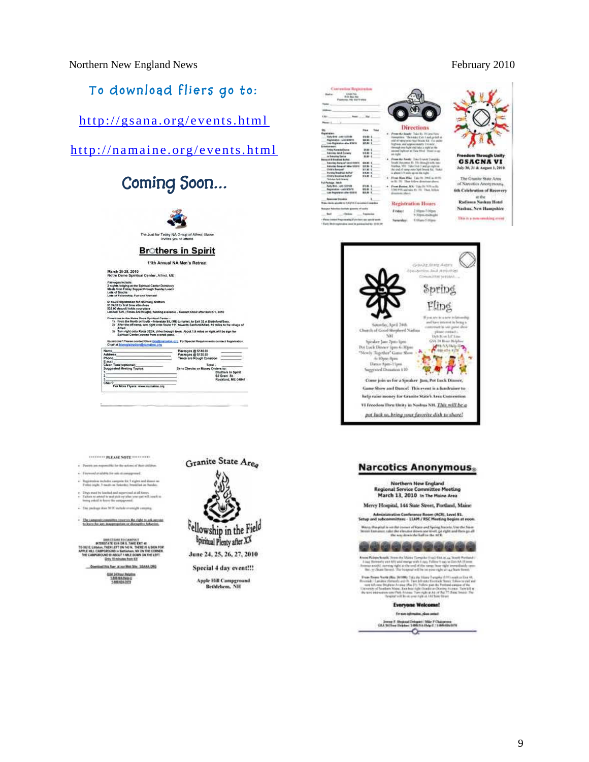To download fliers go to:

http://gsana.org/events.html

http://namaine.org/events.html

## Coming Soon...

The Just for Today NA Group of Alfred, Maine invites you to attend

### Brothers in Spirit

11th Annual NA Men's Retreat

March 26-28, 2010
Notre Dame Spiritual Center, Alfred, ME

Freedom Through Unity
GSACNA VI
July 30, 31 & August 1, 2010

The Granite State Area of Narcotics Anonymous
6th Celebration of Recovery at the Radisson Nashua Hotel
Nashua, New Hampshire

This is a non-smoking event

Spring Fling

Saturday, April 24th
Church of Good Shepherd Nashua NH

Come join us for a Speaker Jam, Pot Luck Dinner, Game Show and Dance! This event is a fundraiser to help raise money for Granite State's Area Convention VI Freedom Thru Unity in Nashua NH. *This will be a pot luck so, bring your favorite dish to share!*

Granite State Area

Fellowship in the Field
Spiritual Plenty after XX

June 24, 25, 26, 27, 2010

Special 4 day event!!!

Apple Hill Campground
Bethlehem, NH

## Narcotics Anonymous

Northern New England
Regional Service Committee Meeting
March 13, 2010 In The Maine Area

Mercy Hospital, 144 State Street, Portland, Maine

Everyone Welcome!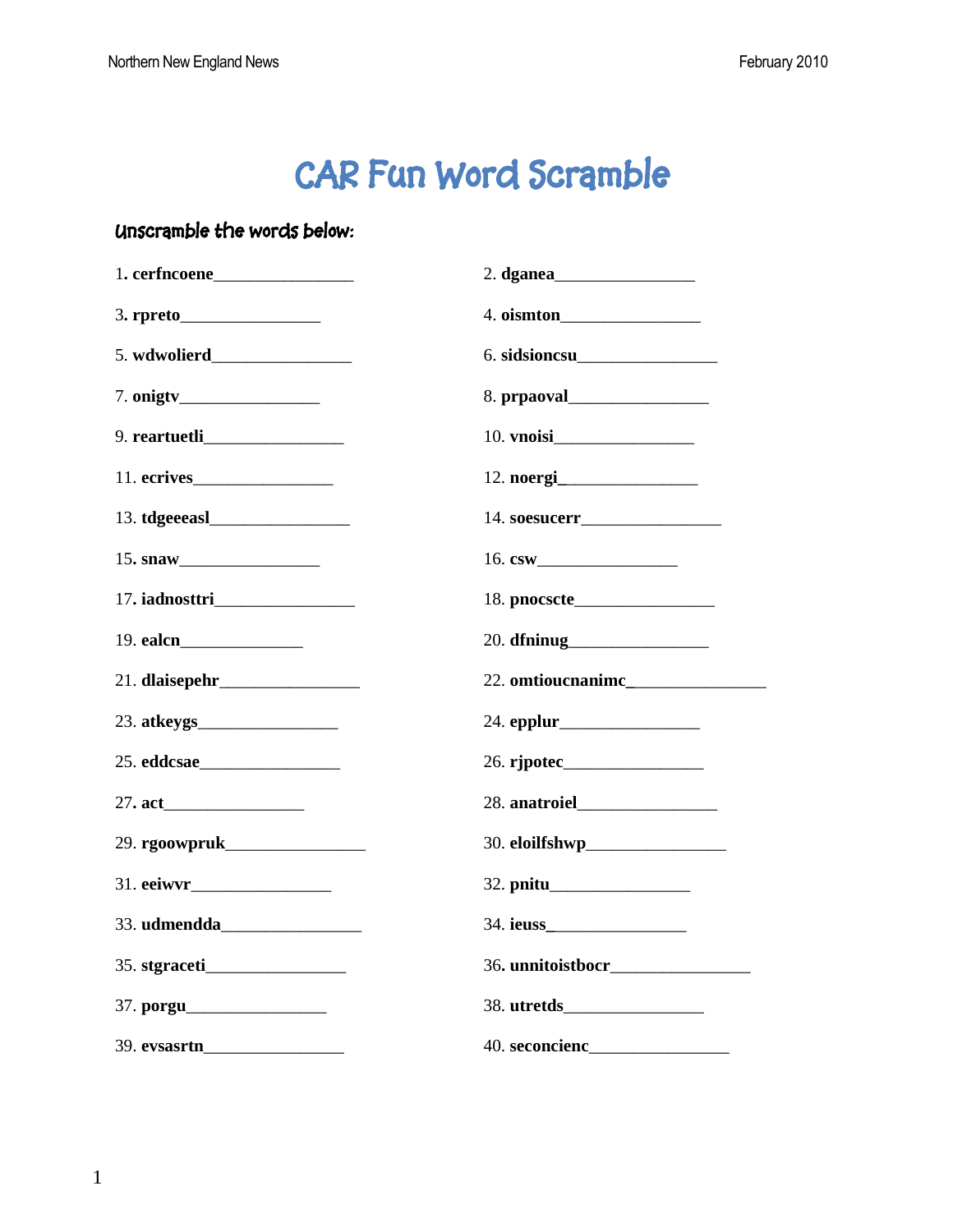# CAR Fun Word Scramble

### Unscramble the words below:

1. **cerfncoene**________________
2. **dganea**________________
3. **rpreto**________________
4. **oismton**________________
5. **wdwolierd**________________
6. **sidsioncsu**________________
7. **onigtv**________________
8. **prpaoval**________________
9. **reartuetli**________________
10. **vnoisi**________________
11. **ecrives**________________
12. **noergi**________________
13. **tdgeeeasl**________________
14. **soesucerr**________________
15. **snaw**________________
16. **csw**________________
17. **iadnosttri**________________
18. **pnocscte**________________
19. **ealcn**______________
20. **dfninug**________________
21. **dlaisepehr**________________
22. **omtioucnanimc**________________
23. **atkeygs**________________
24. **epplur**________________
25. **eddcsae**________________
26. **rjpotec**________________
27. **act**________________
28. **anatroiel**________________
29. **rgoowpruk**________________
30. **eloilfshwp**________________
31. **eeiwvr**________________
32. **pnitu**________________
33. **udmendda**________________
34. **ieuss**________________
35. **stgraceti**________________
36. **unnitoistbocr**________________
37. **porgu**________________
38. **utretds**________________
39. **evsasrtn**________________
40. **seconcienc**________________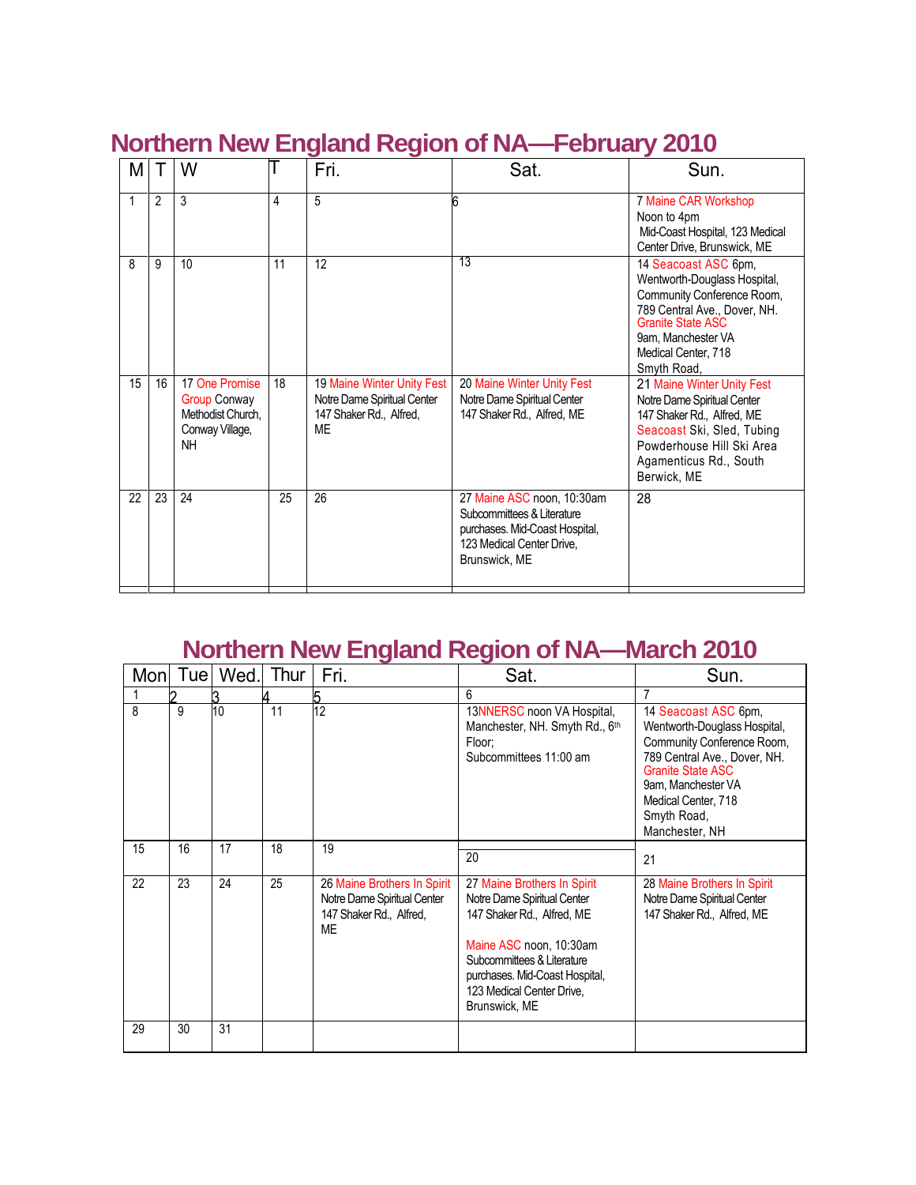# Northern New England Region of NA—February 2010

| M | T | W | T | Fri. | Sat. | Sun. |
|---|---|---|---|---|---|---|
| 1 | 2 | 3 | 4 | 5 | 6 | 7 Maine CAR Workshop Noon to 4pm Mid-Coast Hospital, 123 Medical Center Drive, Brunswick, ME |
| 8 | 9 | 10 | 11 | 12 | 13 | 14 Seacoast ASC 6pm, Wentworth-Douglass Hospital, Community Conference Room, 789 Central Ave., Dover, NH. Granite State ASC 9am, Manchester VA Medical Center, 718 Smyth Road, |
| 15 | 16 | 17 One Promise Group Conway Methodist Church, Conway Village, NH | 18 | 19 Maine Winter Unity Fest Notre Dame Spiritual Center 147 Shaker Rd., Alfred, ME | 20 Maine Winter Unity Fest Notre Dame Spiritual Center 147 Shaker Rd., Alfred, ME | 21 Maine Winter Unity Fest Notre Dame Spiritual Center 147 Shaker Rd., Alfred, ME Seacoast Ski, Sled, Tubing Powderhouse Hill Ski Area Agamenticus Rd., South Berwick, ME |
| 22 | 23 | 24 | 25 | 26 | 27 Maine ASC noon, 10:30am Subcommittees & Literature purchases. Mid-Coast Hospital, 123 Medical Center Drive, Brunswick, ME | 28 |

# Northern New England Region of NA—March 2010

| Mon | Tue | Wed. | Thur | Fri. | Sat. | Sun. |
|---|---|---|---|---|---|---|
| 1 | 2 | 3 | 4 | 5 | 6 | 7 |
| 8 | 9 | 10 | 11 | 12 | 13NNERSC noon VA Hospital, Manchester, NH. Smyth Rd., 6th Floor; Subcommittees 11:00 am | 14 Seacoast ASC 6pm, Wentworth-Douglass Hospital, Community Conference Room, 789 Central Ave., Dover, NH. Granite State ASC 9am, Manchester VA Medical Center, 718 Smyth Road, Manchester, NH |
| 15 | 16 | 17 | 18 | 19 | 20 | 21 |
| 22 | 23 | 24 | 25 | 26 Maine Brothers In Spirit Notre Dame Spiritual Center 147 Shaker Rd., Alfred, ME | 27 Maine Brothers In Spirit Notre Dame Spiritual Center 147 Shaker Rd., Alfred, ME<br><br>Maine ASC noon, 10:30am Subcommittees & Literature purchases. Mid-Coast Hospital, 123 Medical Center Drive, Brunswick, ME | 28 Maine Brothers In Spirit Notre Dame Spiritual Center 147 Shaker Rd., Alfred, ME |
| 29 | 30 | 31 | | | | |